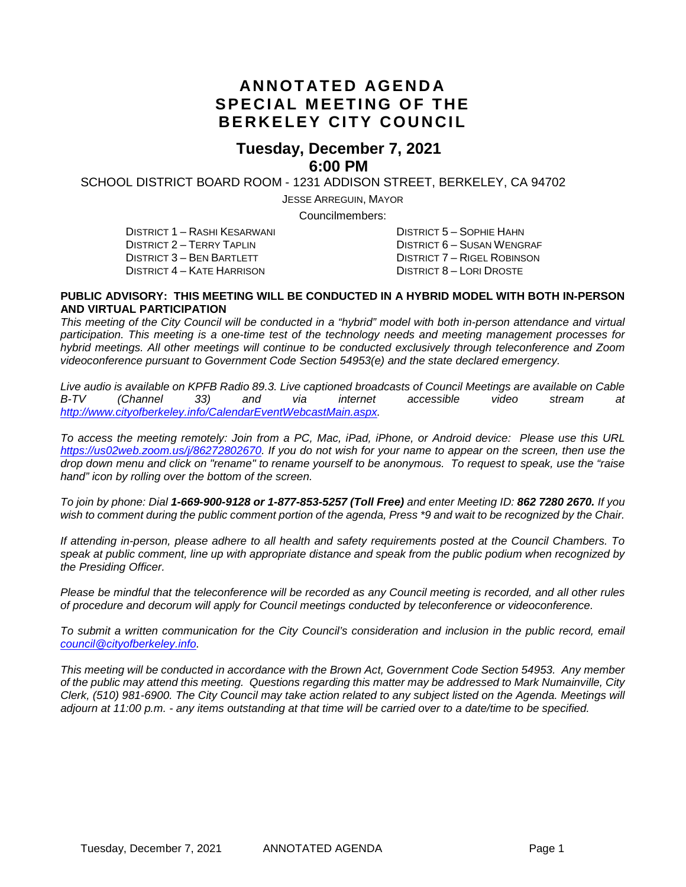# ANNOTATED AGENDA SPECIAL MEETING OF THE BERKELEY CITY COUNCIL

## Tuesday, December 7, 2021
## 6:00 PM

SCHOOL DISTRICT BOARD ROOM - 1231 ADDISON STREET, BERKELEY, CA 94702

JESSE ARREGUIN, MAYOR

Councilmembers:

DISTRICT 1 – RASHI KESARWANI
DISTRICT 2 – TERRY TAPLIN
DISTRICT 3 – BEN BARTLETT
DISTRICT 4 – KATE HARRISON
DISTRICT 5 – SOPHIE HAHN
DISTRICT 6 – SUSAN WENGRAF
DISTRICT 7 – RIGEL ROBINSON
DISTRICT 8 – LORI DROSTE

**PUBLIC ADVISORY: THIS MEETING WILL BE CONDUCTED IN A HYBRID MODEL WITH BOTH IN-PERSON AND VIRTUAL PARTICIPATION**

*This meeting of the City Council will be conducted in a "hybrid" model with both in-person attendance and virtual participation. This meeting is a one-time test of the technology needs and meeting management processes for hybrid meetings. All other meetings will continue to be conducted exclusively through teleconference and Zoom videoconference pursuant to Government Code Section 54953(e) and the state declared emergency.*

*Live audio is available on KPFB Radio 89.3. Live captioned broadcasts of Council Meetings are available on Cable B-TV (Channel 33) and via internet accessible video stream at http://www.cityofberkeley.info/CalendarEventWebcastMain.aspx.*

*To access the meeting remotely: Join from a PC, Mac, iPad, iPhone, or Android device: Please use this URL https://us02web.zoom.us/j/86272802670. If you do not wish for your name to appear on the screen, then use the drop down menu and click on "rename" to rename yourself to be anonymous. To request to speak, use the "raise hand" icon by rolling over the bottom of the screen.*

*To join by phone: Dial **1-669-900-9128 or 1-877-853-5257 (Toll Free)** and enter Meeting ID: **862 7280 2670.** If you wish to comment during the public comment portion of the agenda, Press \*9 and wait to be recognized by the Chair.*

*If attending in-person, please adhere to all health and safety requirements posted at the Council Chambers. To speak at public comment, line up with appropriate distance and speak from the public podium when recognized by the Presiding Officer.*

*Please be mindful that the teleconference will be recorded as any Council meeting is recorded, and all other rules of procedure and decorum will apply for Council meetings conducted by teleconference or videoconference.*

*To submit a written communication for the City Council's consideration and inclusion in the public record, email council@cityofberkeley.info.*

*This meeting will be conducted in accordance with the Brown Act, Government Code Section 54953. Any member of the public may attend this meeting. Questions regarding this matter may be addressed to Mark Numainville, City Clerk, (510) 981-6900. The City Council may take action related to any subject listed on the Agenda. Meetings will adjourn at 11:00 p.m. - any items outstanding at that time will be carried over to a date/time to be specified.*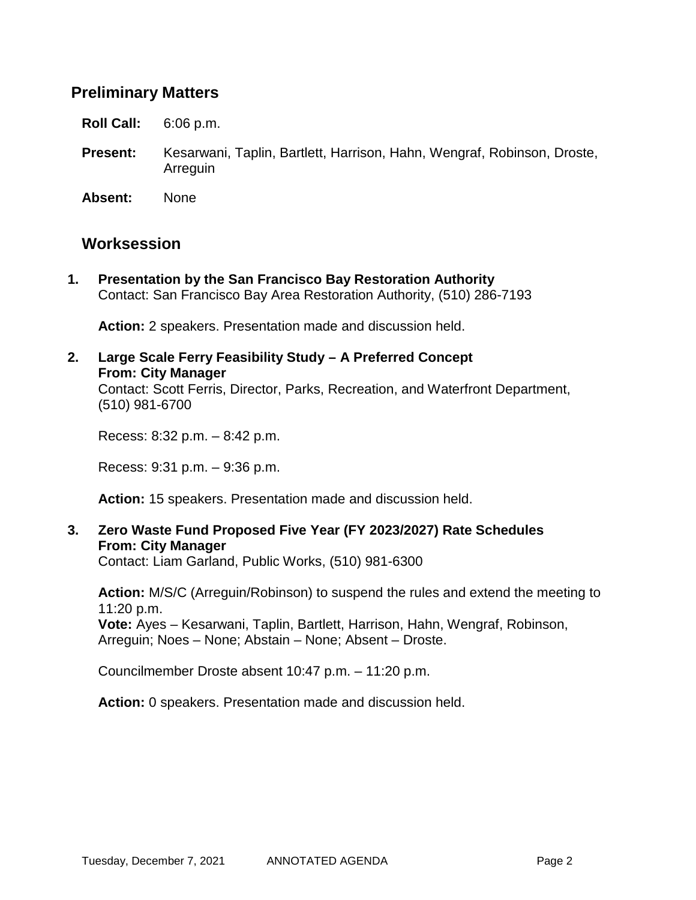## Preliminary Matters

**Roll Call:** 6:06 p.m.

**Present:** Kesarwani, Taplin, Bartlett, Harrison, Hahn, Wengraf, Robinson, Droste, Arreguin

**Absent:** None

## Worksession

1. **Presentation by the San Francisco Bay Restoration Authority**
   Contact: San Francisco Bay Area Restoration Authority, (510) 286-7193

   **Action:** 2 speakers. Presentation made and discussion held.

2. **Large Scale Ferry Feasibility Study – A Preferred Concept**
   **From: City Manager**
   Contact: Scott Ferris, Director, Parks, Recreation, and Waterfront Department, (510) 981-6700

   Recess: 8:32 p.m. – 8:42 p.m.

   Recess: 9:31 p.m. – 9:36 p.m.

   **Action:** 15 speakers. Presentation made and discussion held.

3. **Zero Waste Fund Proposed Five Year (FY 2023/2027) Rate Schedules**
   **From: City Manager**
   Contact: Liam Garland, Public Works, (510) 981-6300

   **Action:** M/S/C (Arreguin/Robinson) to suspend the rules and extend the meeting to 11:20 p.m.
   **Vote:** Ayes – Kesarwani, Taplin, Bartlett, Harrison, Hahn, Wengraf, Robinson, Arreguin; Noes – None; Abstain – None; Absent – Droste.

   Councilmember Droste absent 10:47 p.m. – 11:20 p.m.

   **Action:** 0 speakers. Presentation made and discussion held.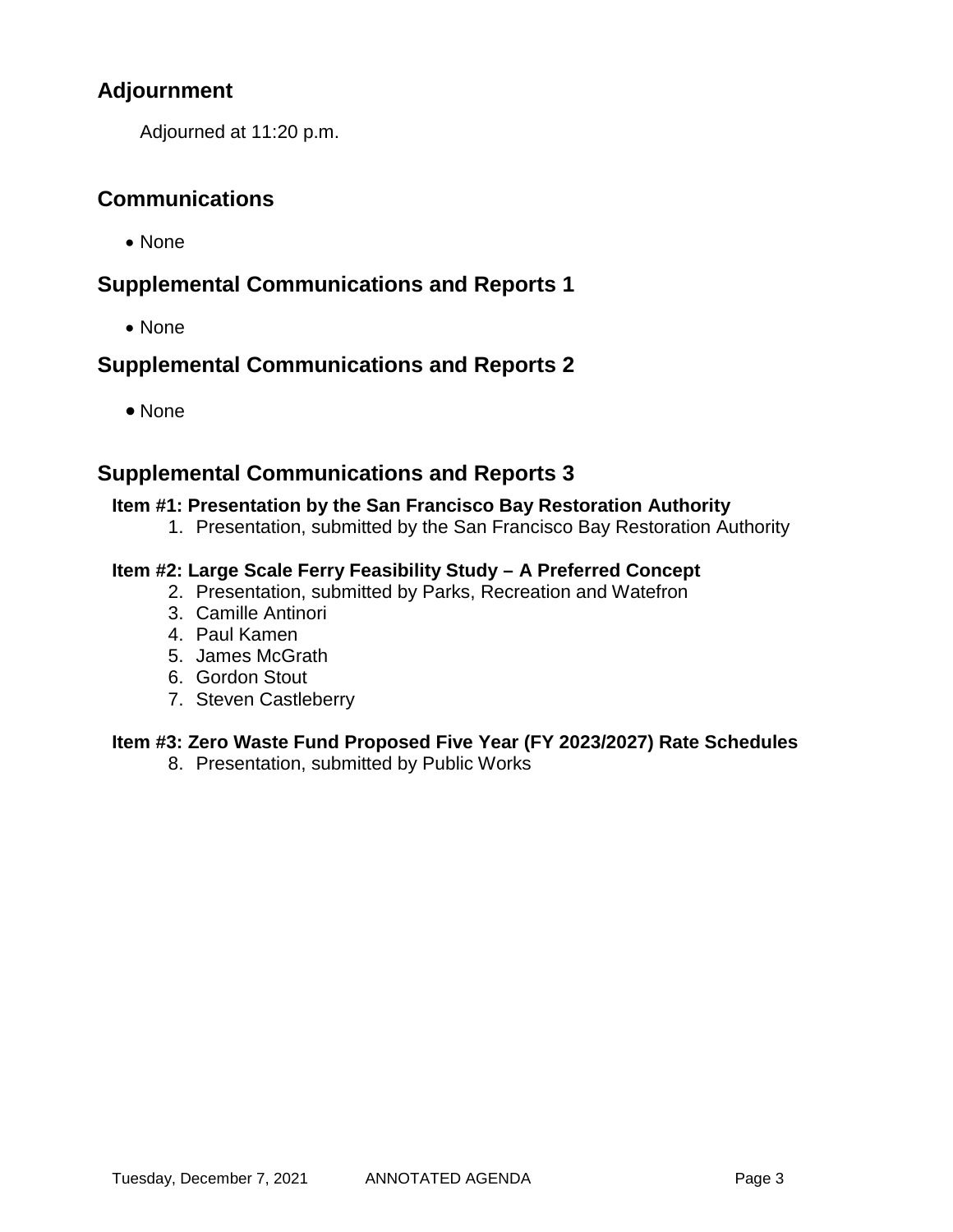## Adjournment

Adjourned at 11:20 p.m.

## Communications

- None

## Supplemental Communications and Reports 1

- None

## Supplemental Communications and Reports 2

- None

## Supplemental Communications and Reports 3

### Item #1: Presentation by the San Francisco Bay Restoration Authority

1. Presentation, submitted by the San Francisco Bay Restoration Authority

### Item #2: Large Scale Ferry Feasibility Study – A Preferred Concept

2. Presentation, submitted by Parks, Recreation and Watefron
3. Camille Antinori
4. Paul Kamen
5. James McGrath
6. Gordon Stout
7. Steven Castleberry

### Item #3: Zero Waste Fund Proposed Five Year (FY 2023/2027) Rate Schedules

8. Presentation, submitted by Public Works